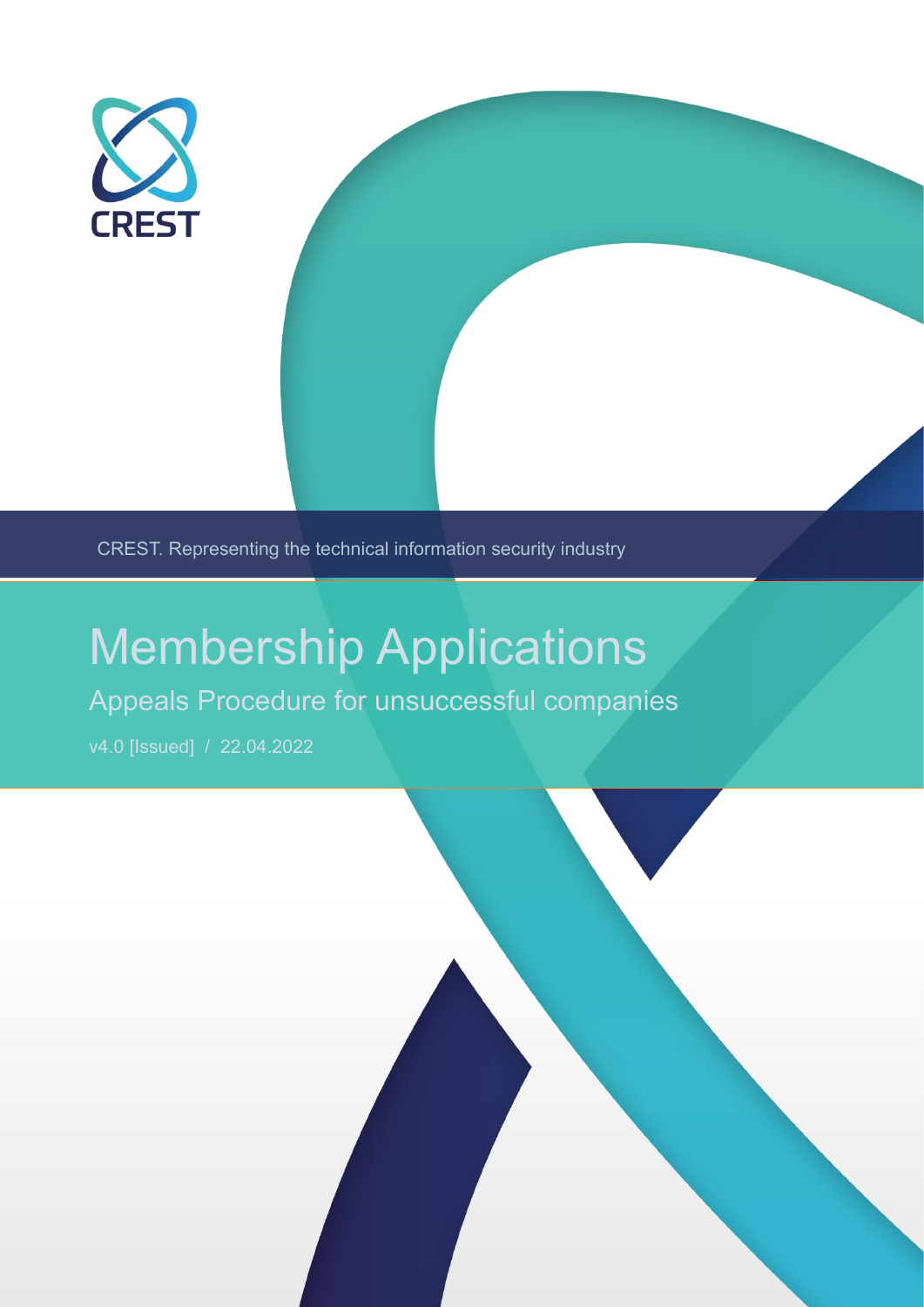CREST

CREST. Representing the technical information security industry

# Membership Applications

## Appeals Procedure for unsuccessful companies

v4.0 [Issued] / 22.04.2022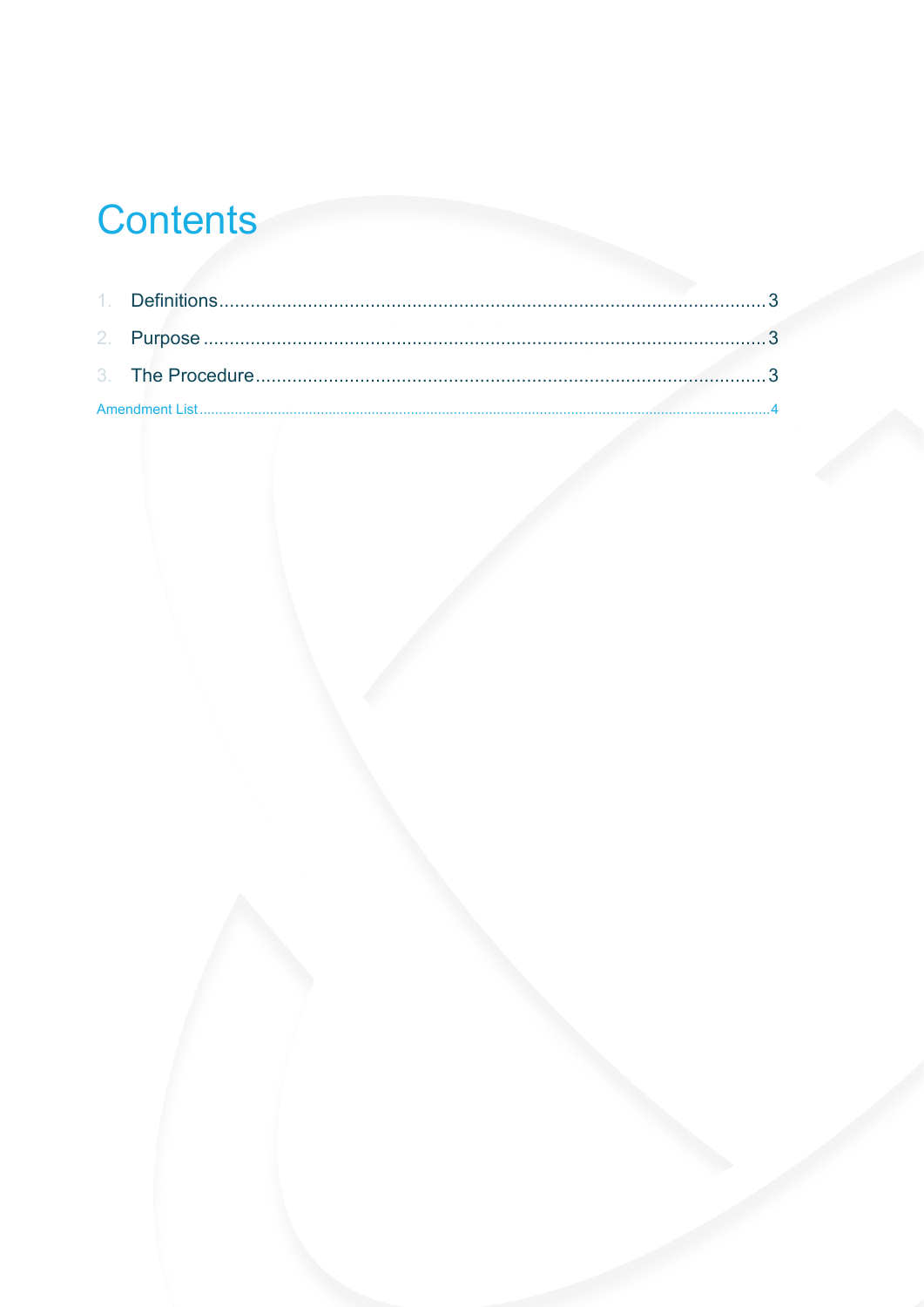# Contents

1. Definitions........................................................................................................3
2. Purpose............................................................................................................3
3. The Procedure...................................................................................................3

Amendment List.........................................................................................................4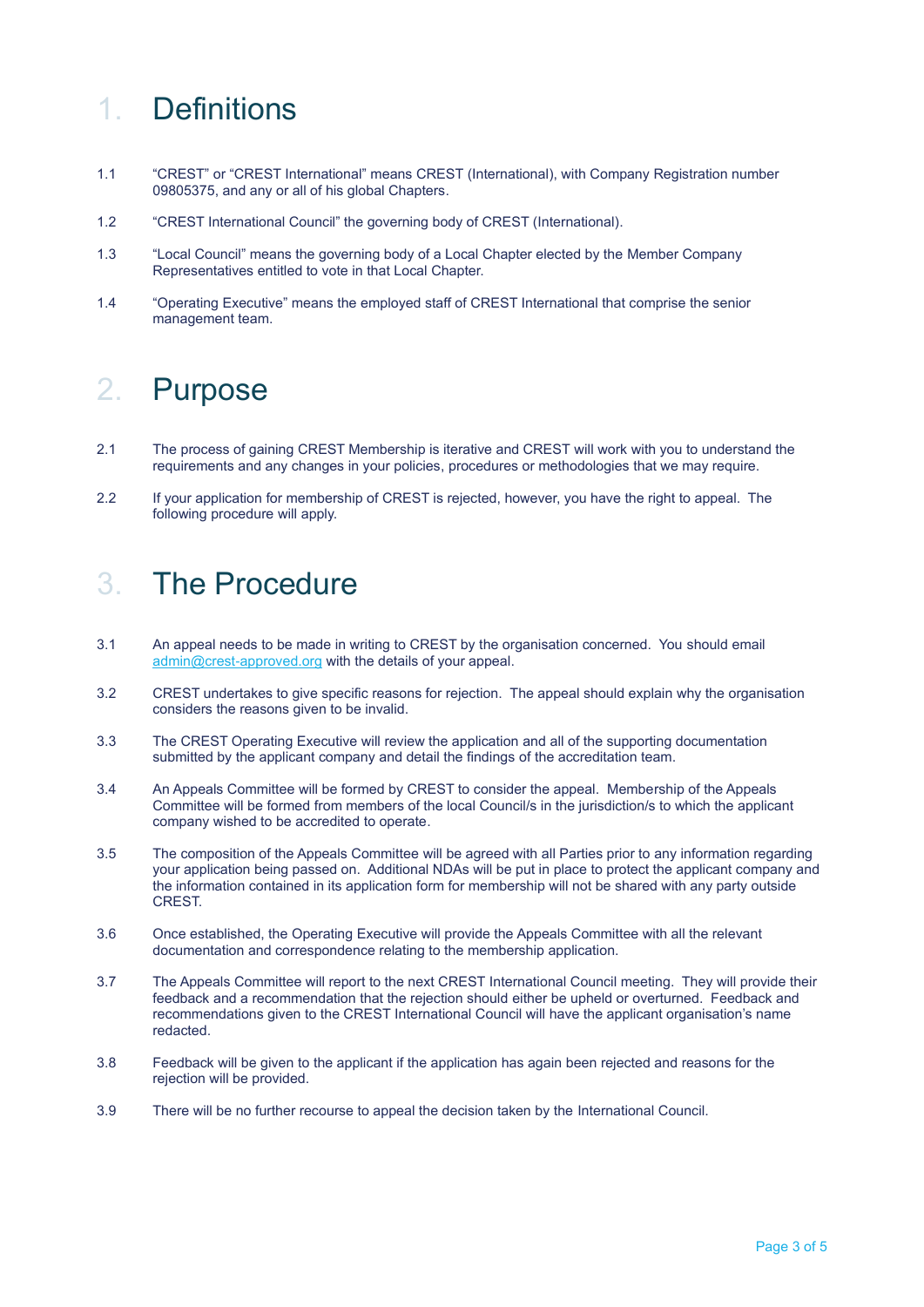# 1. Definitions

1.1 "CREST" or "CREST International" means CREST (International), with Company Registration number 09805375, and any or all of his global Chapters.

1.2 "CREST International Council" the governing body of CREST (International).

1.3 "Local Council" means the governing body of a Local Chapter elected by the Member Company Representatives entitled to vote in that Local Chapter.

1.4 "Operating Executive" means the employed staff of CREST International that comprise the senior management team.

# 2. Purpose

2.1 The process of gaining CREST Membership is iterative and CREST will work with you to understand the requirements and any changes in your policies, procedures or methodologies that we may require.

2.2 If your application for membership of CREST is rejected, however, you have the right to appeal. The following procedure will apply.

# 3. The Procedure

3.1 An appeal needs to be made in writing to CREST by the organisation concerned. You should email admin@crest-approved.org with the details of your appeal.

3.2 CREST undertakes to give specific reasons for rejection. The appeal should explain why the organisation considers the reasons given to be invalid.

3.3 The CREST Operating Executive will review the application and all of the supporting documentation submitted by the applicant company and detail the findings of the accreditation team.

3.4 An Appeals Committee will be formed by CREST to consider the appeal. Membership of the Appeals Committee will be formed from members of the local Council/s in the jurisdiction/s to which the applicant company wished to be accredited to operate.

3.5 The composition of the Appeals Committee will be agreed with all Parties prior to any information regarding your application being passed on. Additional NDAs will be put in place to protect the applicant company and the information contained in its application form for membership will not be shared with any party outside CREST.

3.6 Once established, the Operating Executive will provide the Appeals Committee with all the relevant documentation and correspondence relating to the membership application.

3.7 The Appeals Committee will report to the next CREST International Council meeting. They will provide their feedback and a recommendation that the rejection should either be upheld or overturned. Feedback and recommendations given to the CREST International Council will have the applicant organisation's name redacted.

3.8 Feedback will be given to the applicant if the application has again been rejected and reasons for the rejection will be provided.

3.9 There will be no further recourse to appeal the decision taken by the International Council.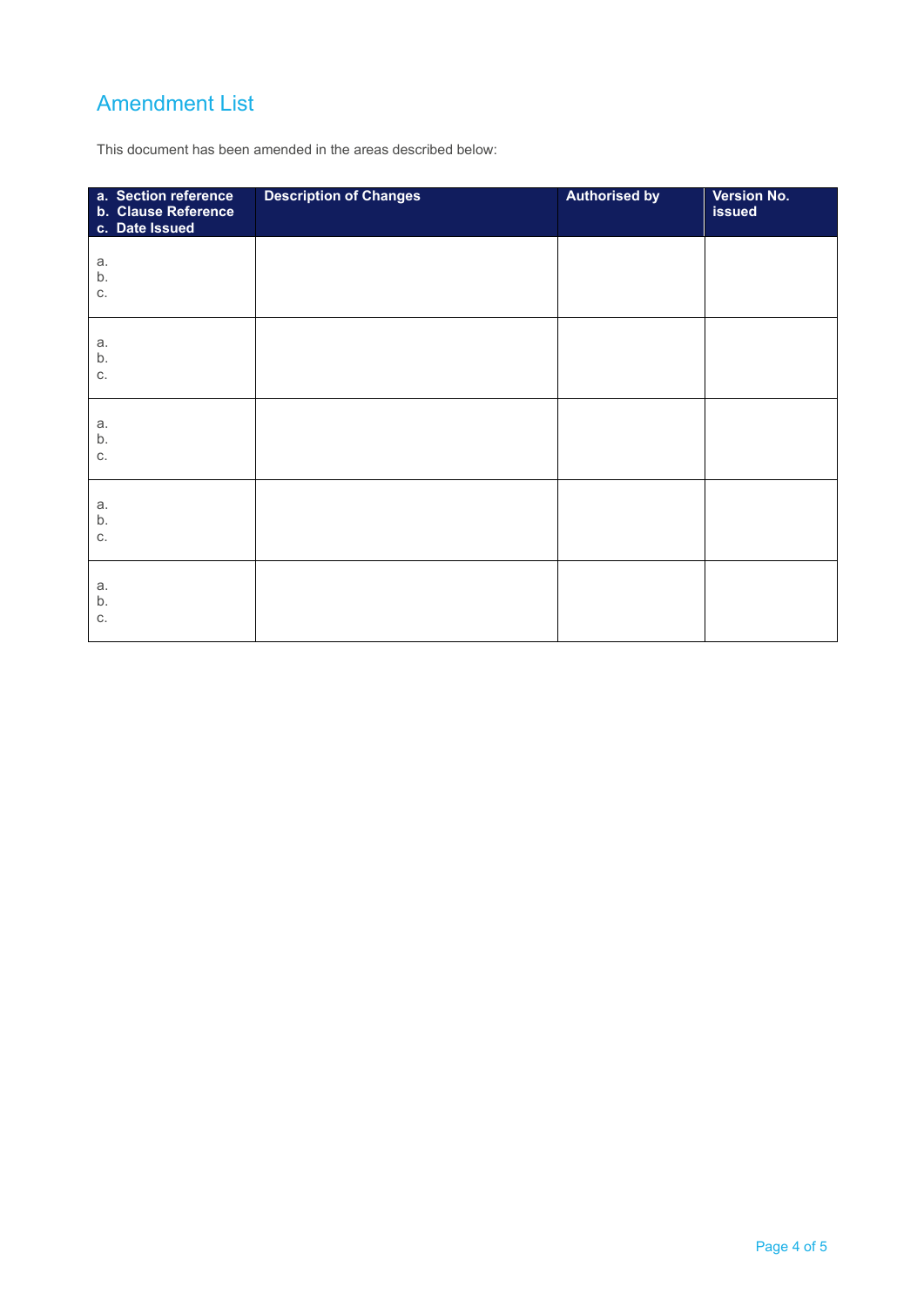## Amendment List

This document has been amended in the areas described below:

| a. Section reference<br>b. Clause Reference<br>c. Date Issued | Description of Changes | Authorised by | Version No. issued |
|---|---|---|---|
| a.<br>b.<br>c. | | | |
| a.<br>b.<br>c. | | | |
| a.<br>b.<br>c. | | | |
| a.<br>b.<br>c. | | | |
| a.<br>b.<br>c. | | | |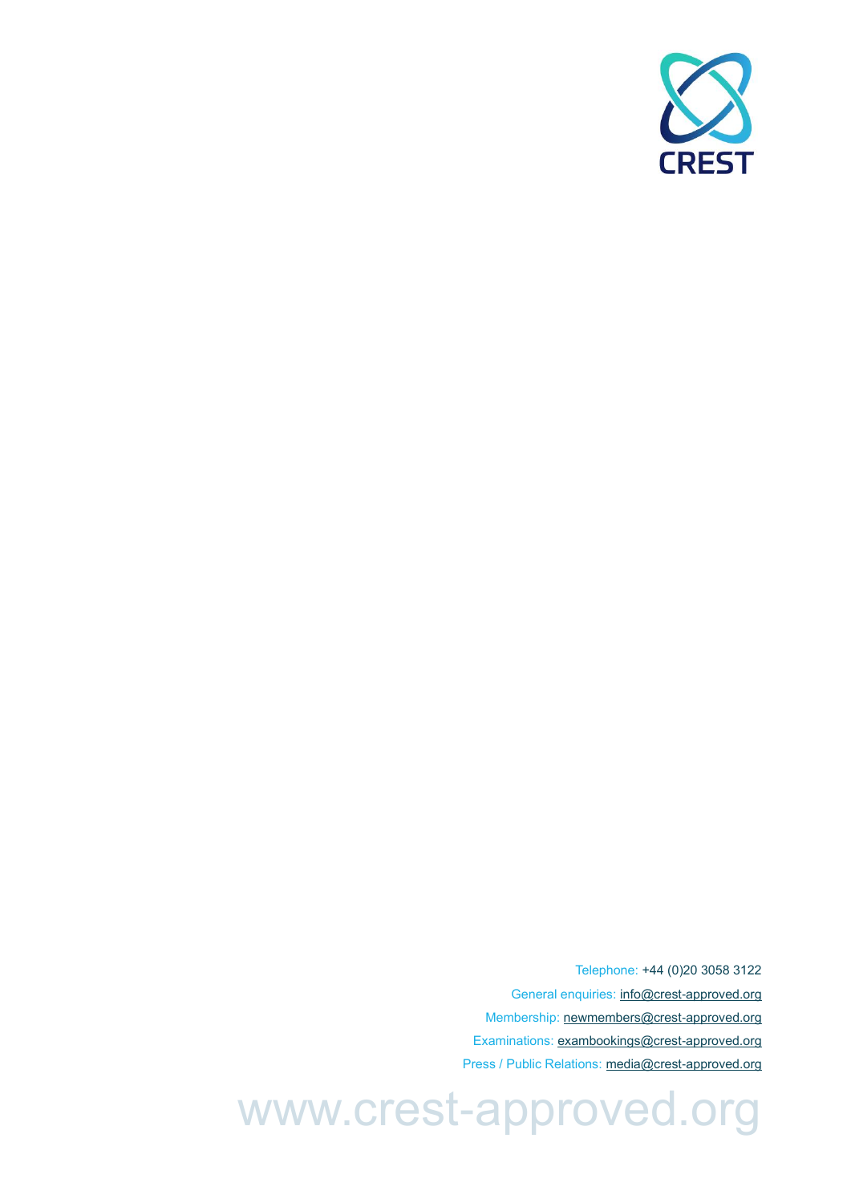CREST

Telephone: +44 (0)20 3058 3122

General enquiries: info@crest-approved.org

Membership: newmembers@crest-approved.org

Examinations: exambookings@crest-approved.org

Press / Public Relations: media@crest-approved.org

www.crest-approved.org